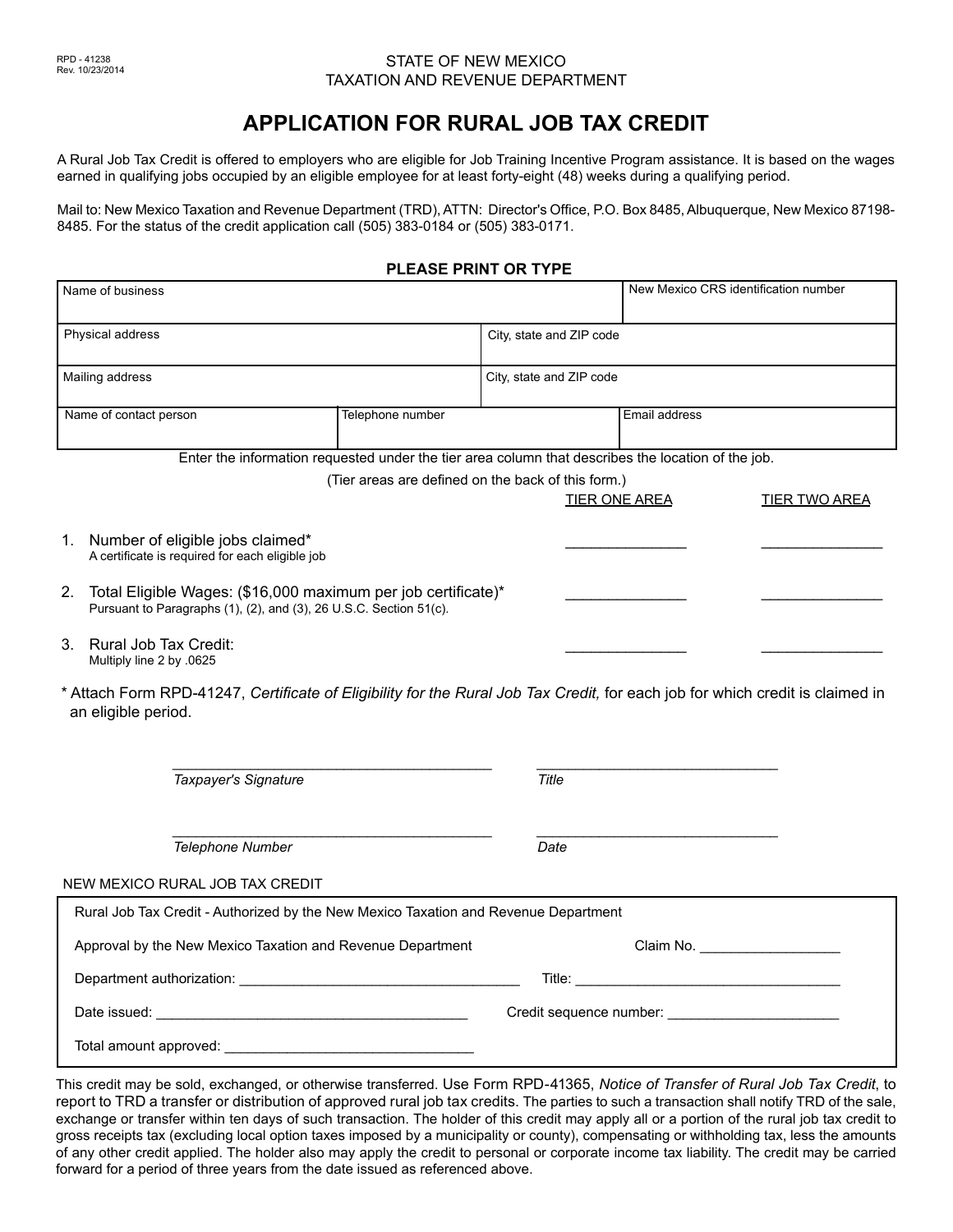RPD - 41238
Rev. 10/23/2014

STATE OF NEW MEXICO
TAXATION AND REVENUE DEPARTMENT

# APPLICATION FOR RURAL JOB TAX CREDIT

A Rural Job Tax Credit is offered to employers who are eligible for Job Training Incentive Program assistance. It is based on the wages earned in qualifying jobs occupied by an eligible employee for at least forty-eight (48) weeks during a qualifying period.

Mail to: New Mexico Taxation and Revenue Department (TRD), ATTN: Director's Office, P.O. Box 8485, Albuquerque, New Mexico 87198-8485. For the status of the credit application call (505) 383-0184 or (505) 383-0171.

**PLEASE PRINT OR TYPE**

| Name of business | | New Mexico CRS identification number |
|---|---|---|
| Physical address | City, state and ZIP code | |
| Mailing address | City, state and ZIP code | |
| Name of contact person | Telephone number | Email address |

Enter the information requested under the tier area column that describes the location of the job.

(Tier areas are defined on the back of this form.)

| | TIER ONE AREA | TIER TWO AREA |
|---|---|---|
| 1. Number of eligible jobs claimed* <br> A certificate is required for each eligible job | _______________ | _______________ |
| 2. Total Eligible Wages: ($16,000 maximum per job certificate)* <br> Pursuant to Paragraphs (1), (2), and (3), 26 U.S.C. Section 51(c). | _______________ | _______________ |
| 3. Rural Job Tax Credit: <br> Multiply line 2 by .0625 | _______________ | _______________ |

\* Attach Form RPD-41247, *Certificate of Eligibility for the Rural Job Tax Credit,* for each job for which credit is claimed in an eligible period.

________________________________________ *Taxpayer's Signature*

________________________________________ *Title*

________________________________________ *Telephone Number*

________________________________________ *Date*

NEW MEXICO RURAL JOB TAX CREDIT

Rural Job Tax Credit - Authorized by the New Mexico Taxation and Revenue Department

Approval by the New Mexico Taxation and Revenue Department Claim No. __________________

Department authorization: ____________________________________ Title: ___________________________________

Date issued: ________________________________________ Credit sequence number: ______________________

Total amount approved: _________________________________

This credit may be sold, exchanged, or otherwise transferred. Use Form RPD-41365, *Notice of Transfer of Rural Job Tax Credit*, to report to TRD a transfer or distribution of approved rural job tax credits. The parties to such a transaction shall notify TRD of the sale, exchange or transfer within ten days of such transaction. The holder of this credit may apply all or a portion of the rural job tax credit to gross receipts tax (excluding local option taxes imposed by a municipality or county), compensating or withholding tax, less the amounts of any other credit applied. The holder also may apply the credit to personal or corporate income tax liability. The credit may be carried forward for a period of three years from the date issued as referenced above.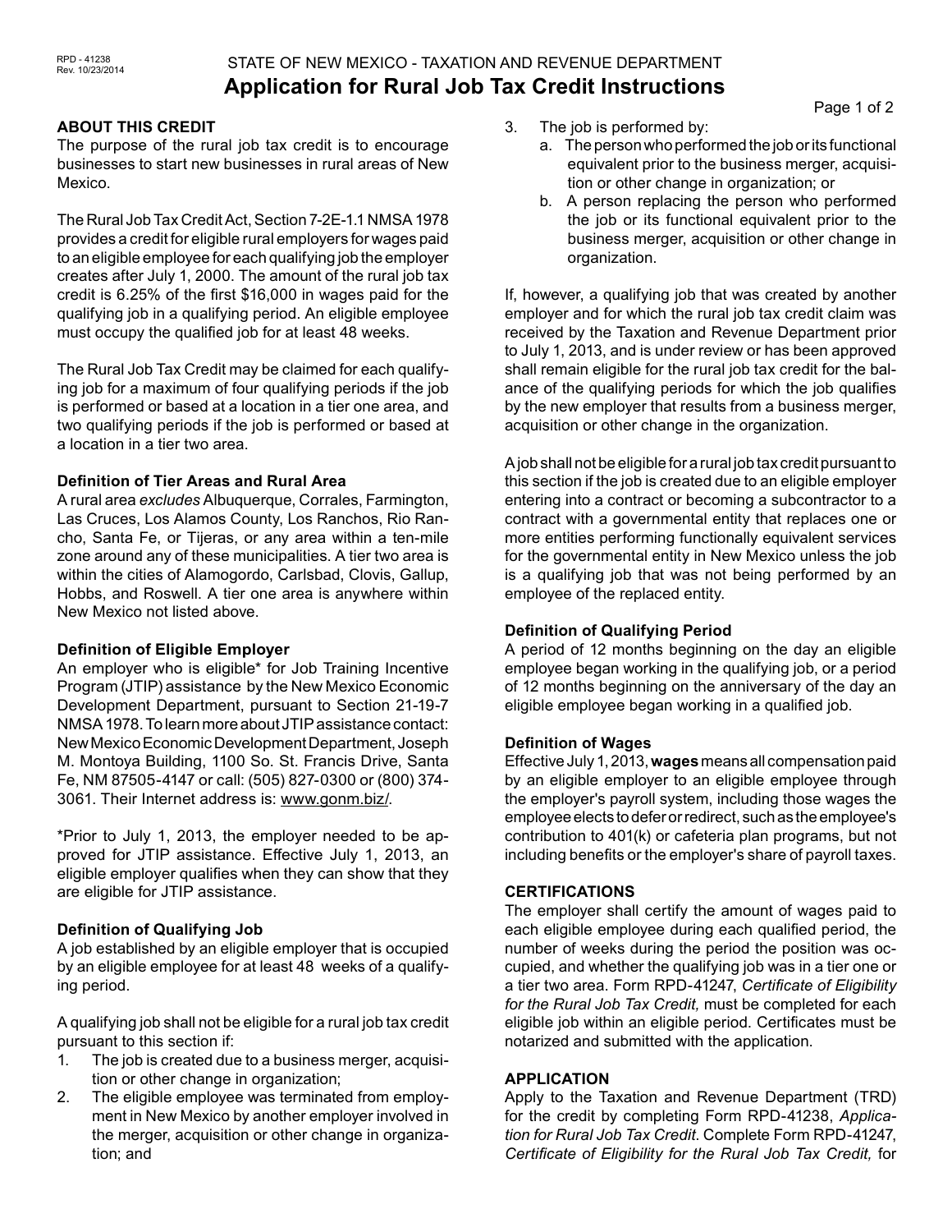# STATE OF NEW MEXICO - TAXATION AND REVENUE DEPARTMENT

# Application for Rural Job Tax Credit Instructions

### ABOUT THIS CREDIT

The purpose of the rural job tax credit is to encourage businesses to start new businesses in rural areas of New Mexico.

The Rural Job Tax Credit Act, Section 7-2E-1.1 NMSA 1978 provides a credit for eligible rural employers for wages paid to an eligible employee for each qualifying job the employer creates after July 1, 2000. The amount of the rural job tax credit is 6.25% of the first $16,000 in wages paid for the qualifying job in a qualifying period. An eligible employee must occupy the qualified job for at least 48 weeks.

The Rural Job Tax Credit may be claimed for each qualifying job for a maximum of four qualifying periods if the job is performed or based at a location in a tier one area, and two qualifying periods if the job is performed or based at a location in a tier two area.

**Definition of Tier Areas and Rural Area**

A rural area *excludes* Albuquerque, Corrales, Farmington, Las Cruces, Los Alamos County, Los Ranchos, Rio Rancho, Santa Fe, or Tijeras, or any area within a ten-mile zone around any of these municipalities. A tier two area is within the cities of Alamogordo, Carlsbad, Clovis, Gallup, Hobbs, and Roswell. A tier one area is anywhere within New Mexico not listed above.

**Definition of Eligible Employer**

An employer who is eligible* for Job Training Incentive Program (JTIP) assistance by the New Mexico Economic Development Department, pursuant to Section 21-19-7 NMSA 1978. To learn more about JTIP assistance contact: New Mexico Economic Development Department, Joseph M. Montoya Building, 1100 So. St. Francis Drive, Santa Fe, NM 87505-4147 or call: (505) 827-0300 or (800) 374-3061. Their Internet address is: www.gonm.biz/.

*Prior to July 1, 2013, the employer needed to be approved for JTIP assistance. Effective July 1, 2013, an eligible employer qualifies when they can show that they are eligible for JTIP assistance.

**Definition of Qualifying Job**

A job established by an eligible employer that is occupied by an eligible employee for at least 48 weeks of a qualifying period.

A qualifying job shall not be eligible for a rural job tax credit pursuant to this section if:

1. The job is created due to a business merger, acquisition or other change in organization;
2. The eligible employee was terminated from employment in New Mexico by another employer involved in the merger, acquisition or other change in organization; and
3. The job is performed by:
   a. The person who performed the job or its functional equivalent prior to the business merger, acquisition or other change in organization; or
   b. A person replacing the person who performed the job or its functional equivalent prior to the business merger, acquisition or other change in organization.

If, however, a qualifying job that was created by another employer and for which the rural job tax credit claim was received by the Taxation and Revenue Department prior to July 1, 2013, and is under review or has been approved shall remain eligible for the rural job tax credit for the balance of the qualifying periods for which the job qualifies by the new employer that results from a business merger, acquisition or other change in the organization.

A job shall not be eligible for a rural job tax credit pursuant to this section if the job is created due to an eligible employer entering into a contract or becoming a subcontractor to a contract with a governmental entity that replaces one or more entities performing functionally equivalent services for the governmental entity in New Mexico unless the job is a qualifying job that was not being performed by an employee of the replaced entity.

**Definition of Qualifying Period**

A period of 12 months beginning on the day an eligible employee began working in the qualifying job, or a period of 12 months beginning on the anniversary of the day an eligible employee began working in a qualified job.

**Definition of Wages**

Effective July 1, 2013, **wages** means all compensation paid by an eligible employer to an eligible employee through the employer's payroll system, including those wages the employee elects to defer or redirect, such as the employee's contribution to 401(k) or cafeteria plan programs, but not including benefits or the employer's share of payroll taxes.

### CERTIFICATIONS

The employer shall certify the amount of wages paid to each eligible employee during each qualified period, the number of weeks during the period the position was occupied, and whether the qualifying job was in a tier one or a tier two area. Form RPD-41247, *Certificate of Eligibility for the Rural Job Tax Credit,* must be completed for each eligible job within an eligible period. Certificates must be notarized and submitted with the application.

### APPLICATION

Apply to the Taxation and Revenue Department (TRD) for the credit by completing Form RPD-41238, *Application for Rural Job Tax Credit*. Complete Form RPD-41247, *Certificate of Eligibility for the Rural Job Tax Credit,* for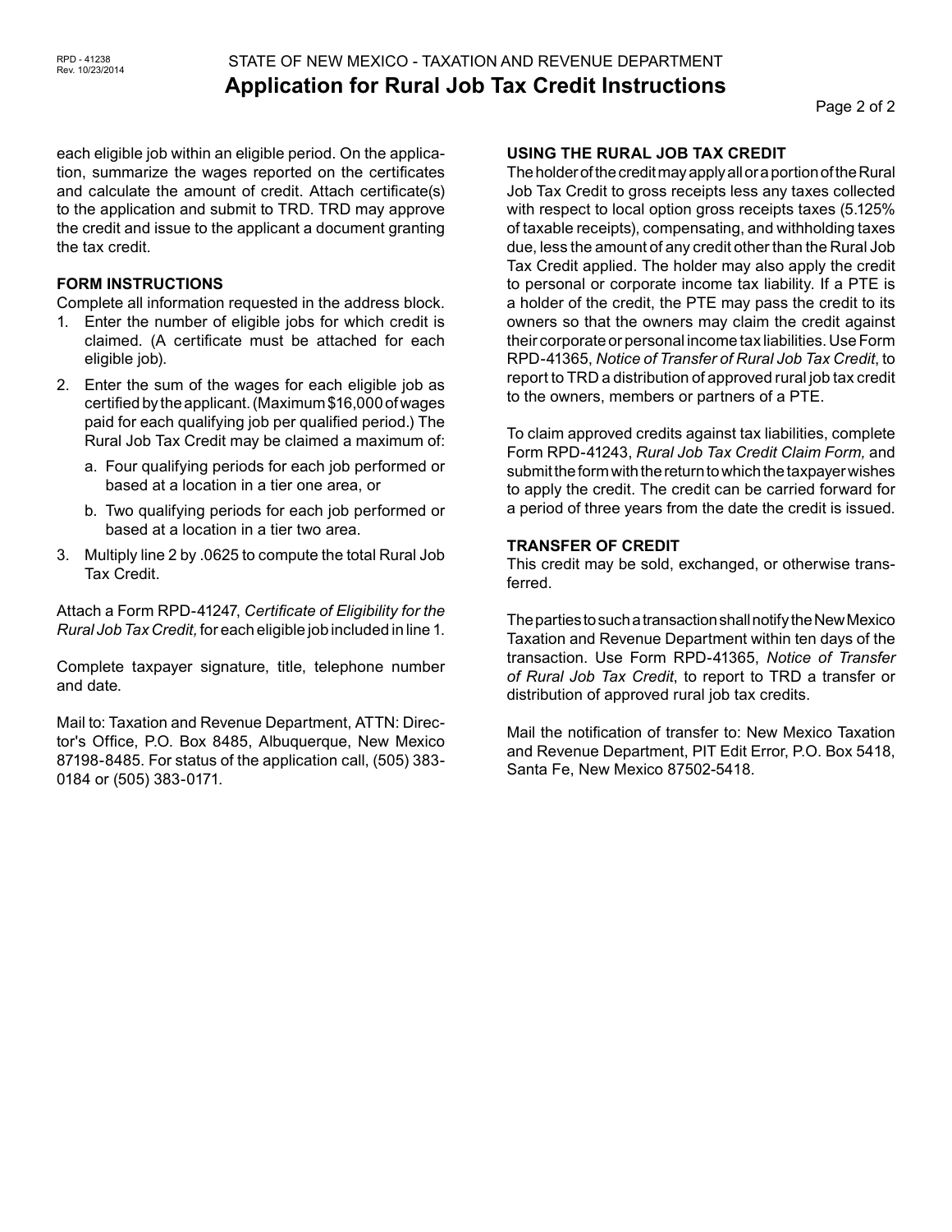each eligible job within an eligible period. On the application, summarize the wages reported on the certificates and calculate the amount of credit. Attach certificate(s) to the application and submit to TRD. TRD may approve the credit and issue to the applicant a document granting the tax credit.

**FORM INSTRUCTIONS**

Complete all information requested in the address block.

1. Enter the number of eligible jobs for which credit is claimed. (A certificate must be attached for each eligible job).
2. Enter the sum of the wages for each eligible job as certified by the applicant. (Maximum $16,000 of wages paid for each qualifying job per qualified period.) The Rural Job Tax Credit may be claimed a maximum of:
   a. Four qualifying periods for each job performed or based at a location in a tier one area, or
   b. Two qualifying periods for each job performed or based at a location in a tier two area.
3. Multiply line 2 by .0625 to compute the total Rural Job Tax Credit.

Attach a Form RPD-41247, *Certificate of Eligibility for the Rural Job Tax Credit,* for each eligible job included in line 1.

Complete taxpayer signature, title, telephone number and date.

Mail to: Taxation and Revenue Department, ATTN: Director's Office, P.O. Box 8485, Albuquerque, New Mexico 87198-8485. For status of the application call, (505) 383-0184 or (505) 383-0171.

**USING THE RURAL JOB TAX CREDIT**

The holder of the credit may apply all or a portion of the Rural Job Tax Credit to gross receipts less any taxes collected with respect to local option gross receipts taxes (5.125% of taxable receipts), compensating, and withholding taxes due, less the amount of any credit other than the Rural Job Tax Credit applied. The holder may also apply the credit to personal or corporate income tax liability. If a PTE is a holder of the credit, the PTE may pass the credit to its owners so that the owners may claim the credit against their corporate or personal income tax liabilities. Use Form RPD-41365, *Notice of Transfer of Rural Job Tax Credit*, to report to TRD a distribution of approved rural job tax credit to the owners, members or partners of a PTE.

To claim approved credits against tax liabilities, complete Form RPD-41243, *Rural Job Tax Credit Claim Form,* and submit the form with the return to which the taxpayer wishes to apply the credit. The credit can be carried forward for a period of three years from the date the credit is issued.

**TRANSFER OF CREDIT**

This credit may be sold, exchanged, or otherwise transferred.

The parties to such a transaction shall notify the New Mexico Taxation and Revenue Department within ten days of the transaction. Use Form RPD-41365, *Notice of Transfer of Rural Job Tax Credit*, to report to TRD a transfer or distribution of approved rural job tax credits.

Mail the notification of transfer to: New Mexico Taxation and Revenue Department, PIT Edit Error, P.O. Box 5418, Santa Fe, New Mexico 87502-5418.